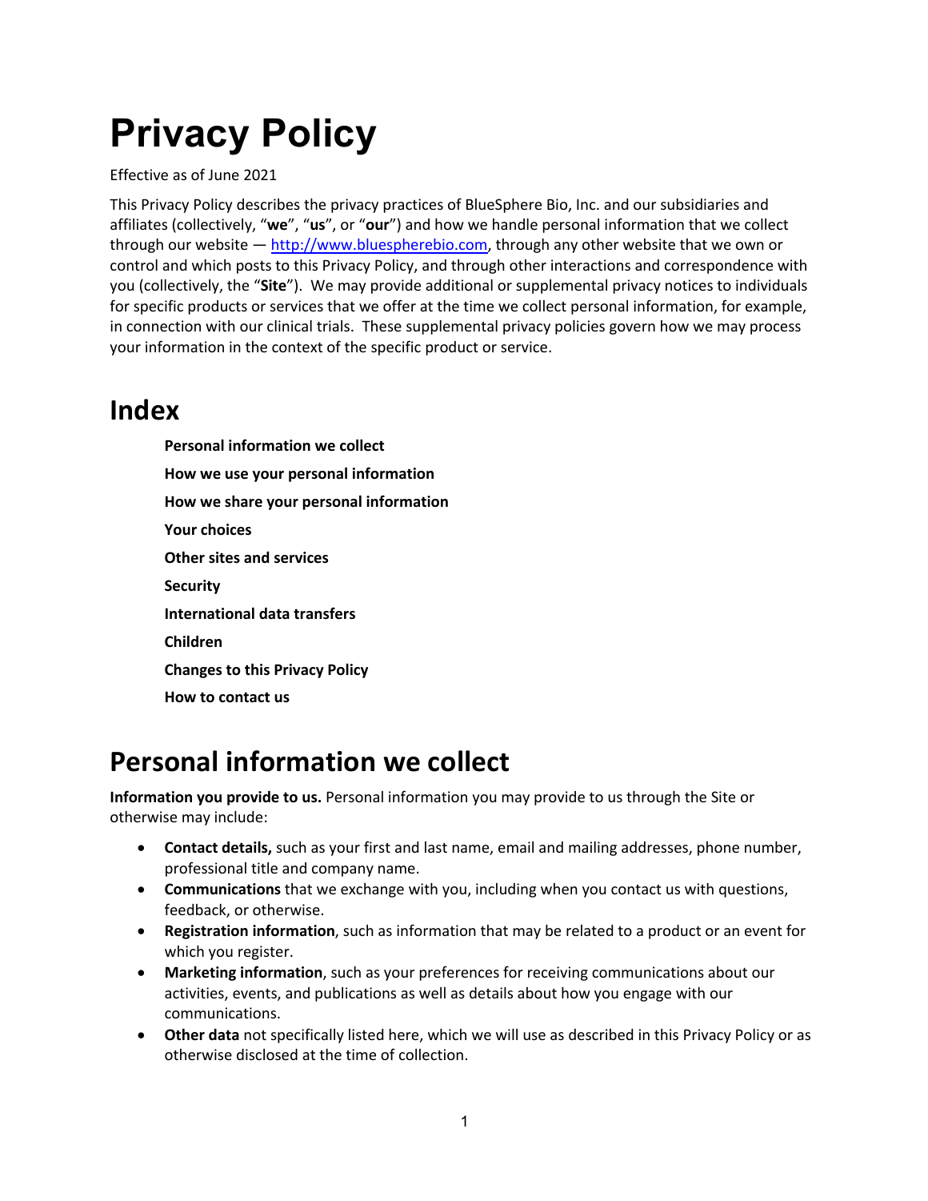# Privacy Policy

Effective as of June 2021

This Privacy Policy describes the privacy practices of BlueSphere Bio, Inc. and our subsidiaries and affiliates (collectively, "**we**", "**us**", or "**our**") and how we handle personal information that we collect through our website — [http://www.bluespherebio.com](http://www.bluespherebio.com), through any other website that we own or control and which posts to this Privacy Policy, and through other interactions and correspondence with you (collectively, the "**Site**"). We may provide additional or supplemental privacy notices to individuals for specific products or services that we offer at the time we collect personal information, for example, in connection with our clinical trials. These supplemental privacy policies govern how we may process your information in the context of the specific product or service.

## Index

- **Personal information we collect**
- **How we use your personal information**
- **How we share your personal information**
- **Your choices**
- **Other sites and services**
- **Security**
- **International data transfers**
- **Children**
- **Changes to this Privacy Policy**
- **How to contact us**

# Personal information we collect

**Information you provide to us.** Personal information you may provide to us through the Site or otherwise may include:

- **Contact details,** such as your first and last name, email and mailing addresses, phone number, professional title and company name.
- **Communications** that we exchange with you, including when you contact us with questions, feedback, or otherwise.
- **Registration information**, such as information that may be related to a product or an event for which you register.
- **Marketing information**, such as your preferences for receiving communications about our activities, events, and publications as well as details about how you engage with our communications.
- **Other data** not specifically listed here, which we will use as described in this Privacy Policy or as otherwise disclosed at the time of collection.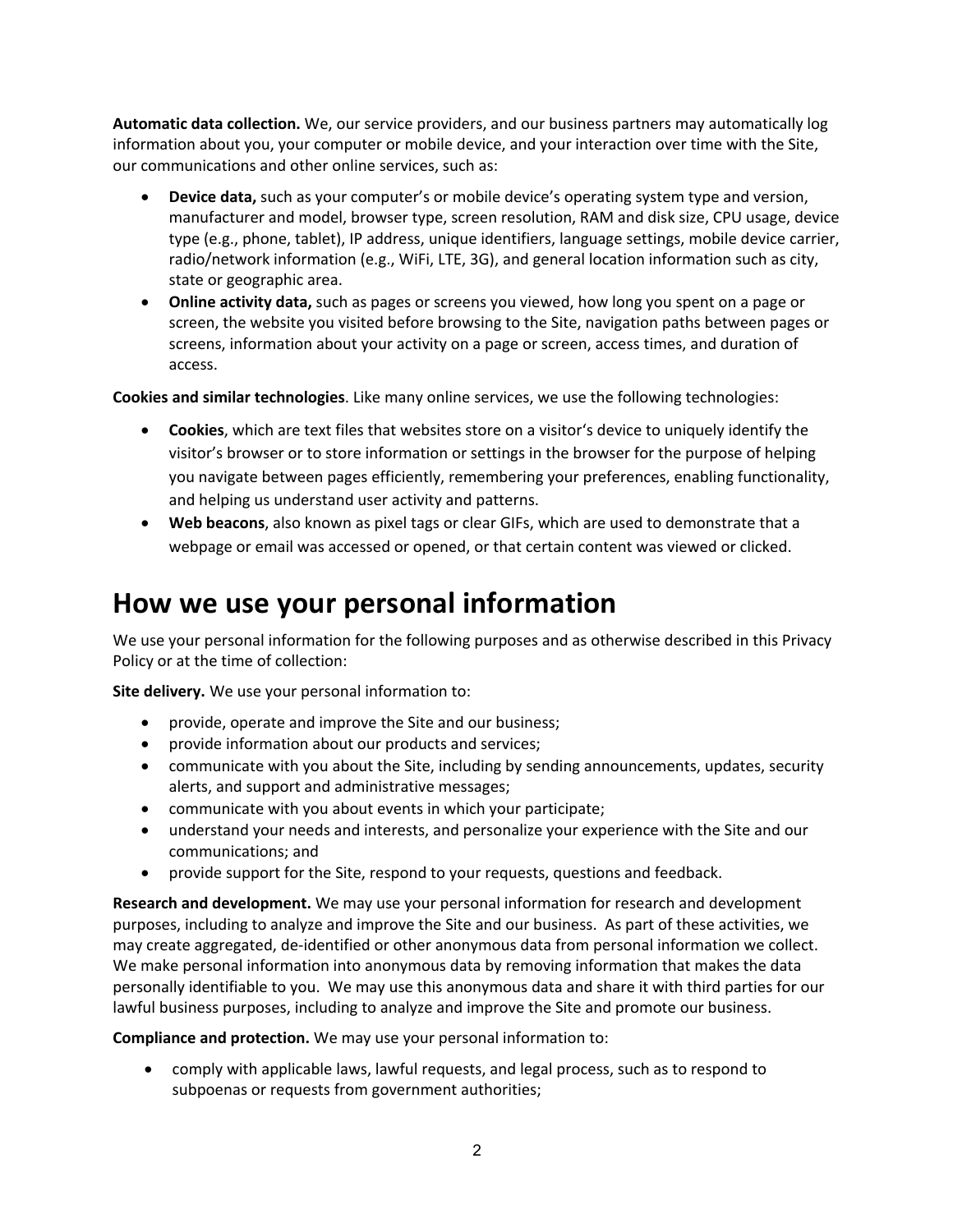**Automatic data collection.** We, our service providers, and our business partners may automatically log information about you, your computer or mobile device, and your interaction over time with the Site, our communications and other online services, such as:

- **Device data,** such as your computer's or mobile device's operating system type and version, manufacturer and model, browser type, screen resolution, RAM and disk size, CPU usage, device type (e.g., phone, tablet), IP address, unique identifiers, language settings, mobile device carrier, radio/network information (e.g., WiFi, LTE, 3G), and general location information such as city, state or geographic area.
- **Online activity data,** such as pages or screens you viewed, how long you spent on a page or screen, the website you visited before browsing to the Site, navigation paths between pages or screens, information about your activity on a page or screen, access times, and duration of access.

**Cookies and similar technologies**. Like many online services, we use the following technologies:

- **Cookies**, which are text files that websites store on a visitor's device to uniquely identify the visitor's browser or to store information or settings in the browser for the purpose of helping you navigate between pages efficiently, remembering your preferences, enabling functionality, and helping us understand user activity and patterns.
- **Web beacons**, also known as pixel tags or clear GIFs, which are used to demonstrate that a webpage or email was accessed or opened, or that certain content was viewed or clicked.

# How we use your personal information

We use your personal information for the following purposes and as otherwise described in this Privacy Policy or at the time of collection:

**Site delivery.** We use your personal information to:

- provide, operate and improve the Site and our business;
- provide information about our products and services;
- communicate with you about the Site, including by sending announcements, updates, security alerts, and support and administrative messages;
- communicate with you about events in which your participate;
- understand your needs and interests, and personalize your experience with the Site and our communications; and
- provide support for the Site, respond to your requests, questions and feedback.

**Research and development.** We may use your personal information for research and development purposes, including to analyze and improve the Site and our business. As part of these activities, we may create aggregated, de-identified or other anonymous data from personal information we collect. We make personal information into anonymous data by removing information that makes the data personally identifiable to you. We may use this anonymous data and share it with third parties for our lawful business purposes, including to analyze and improve the Site and promote our business.

**Compliance and protection.** We may use your personal information to:

- comply with applicable laws, lawful requests, and legal process, such as to respond to subpoenas or requests from government authorities;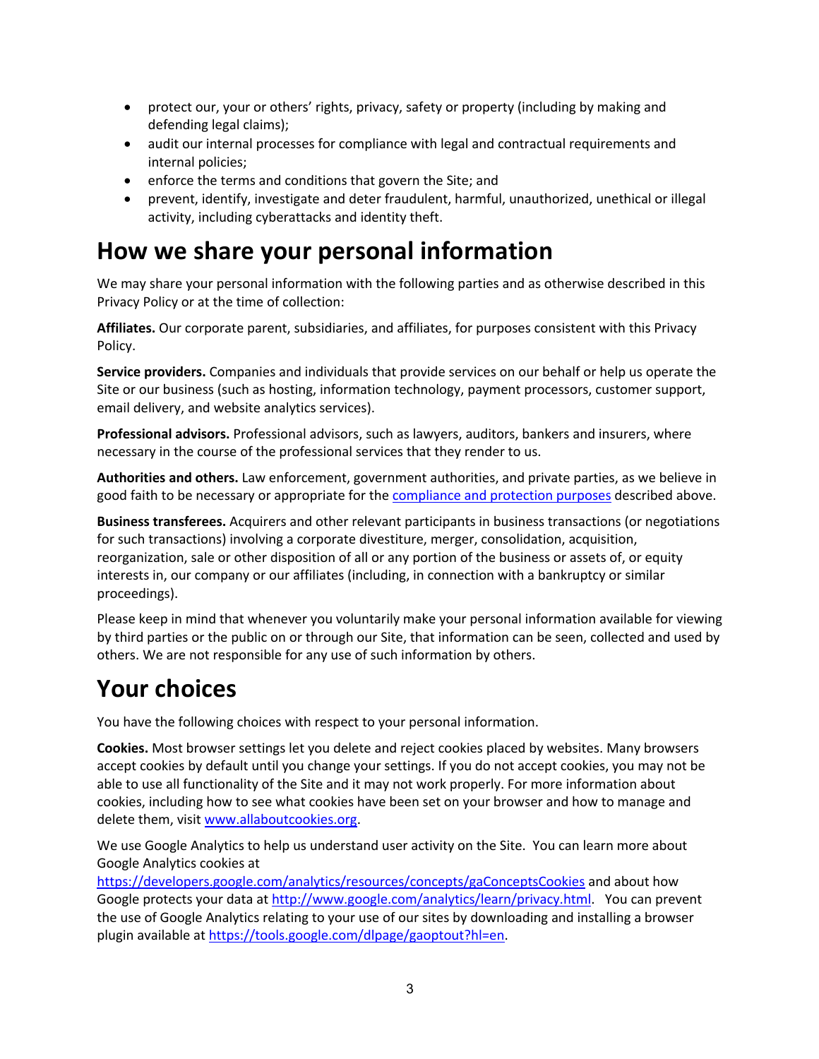- protect our, your or others' rights, privacy, safety or property (including by making and defending legal claims);
- audit our internal processes for compliance with legal and contractual requirements and internal policies;
- enforce the terms and conditions that govern the Site; and
- prevent, identify, investigate and deter fraudulent, harmful, unauthorized, unethical or illegal activity, including cyberattacks and identity theft.

# How we share your personal information

We may share your personal information with the following parties and as otherwise described in this Privacy Policy or at the time of collection:

**Affiliates.** Our corporate parent, subsidiaries, and affiliates, for purposes consistent with this Privacy Policy.

**Service providers.** Companies and individuals that provide services on our behalf or help us operate the Site or our business (such as hosting, information technology, payment processors, customer support, email delivery, and website analytics services).

**Professional advisors.** Professional advisors, such as lawyers, auditors, bankers and insurers, where necessary in the course of the professional services that they render to us.

**Authorities and others.** Law enforcement, government authorities, and private parties, as we believe in good faith to be necessary or appropriate for the compliance and protection purposes described above.

**Business transferees.** Acquirers and other relevant participants in business transactions (or negotiations for such transactions) involving a corporate divestiture, merger, consolidation, acquisition, reorganization, sale or other disposition of all or any portion of the business or assets of, or equity interests in, our company or our affiliates (including, in connection with a bankruptcy or similar proceedings).

Please keep in mind that whenever you voluntarily make your personal information available for viewing by third parties or the public on or through our Site, that information can be seen, collected and used by others. We are not responsible for any use of such information by others.

# Your choices

You have the following choices with respect to your personal information.

**Cookies.** Most browser settings let you delete and reject cookies placed by websites. Many browsers accept cookies by default until you change your settings. If you do not accept cookies, you may not be able to use all functionality of the Site and it may not work properly. For more information about cookies, including how to see what cookies have been set on your browser and how to manage and delete them, visit www.allaboutcookies.org.

We use Google Analytics to help us understand user activity on the Site. You can learn more about Google Analytics cookies at https://developers.google.com/analytics/resources/concepts/gaConceptsCookies and about how Google protects your data at http://www.google.com/analytics/learn/privacy.html. You can prevent the use of Google Analytics relating to your use of our sites by downloading and installing a browser plugin available at https://tools.google.com/dlpage/gaoptout?hl=en.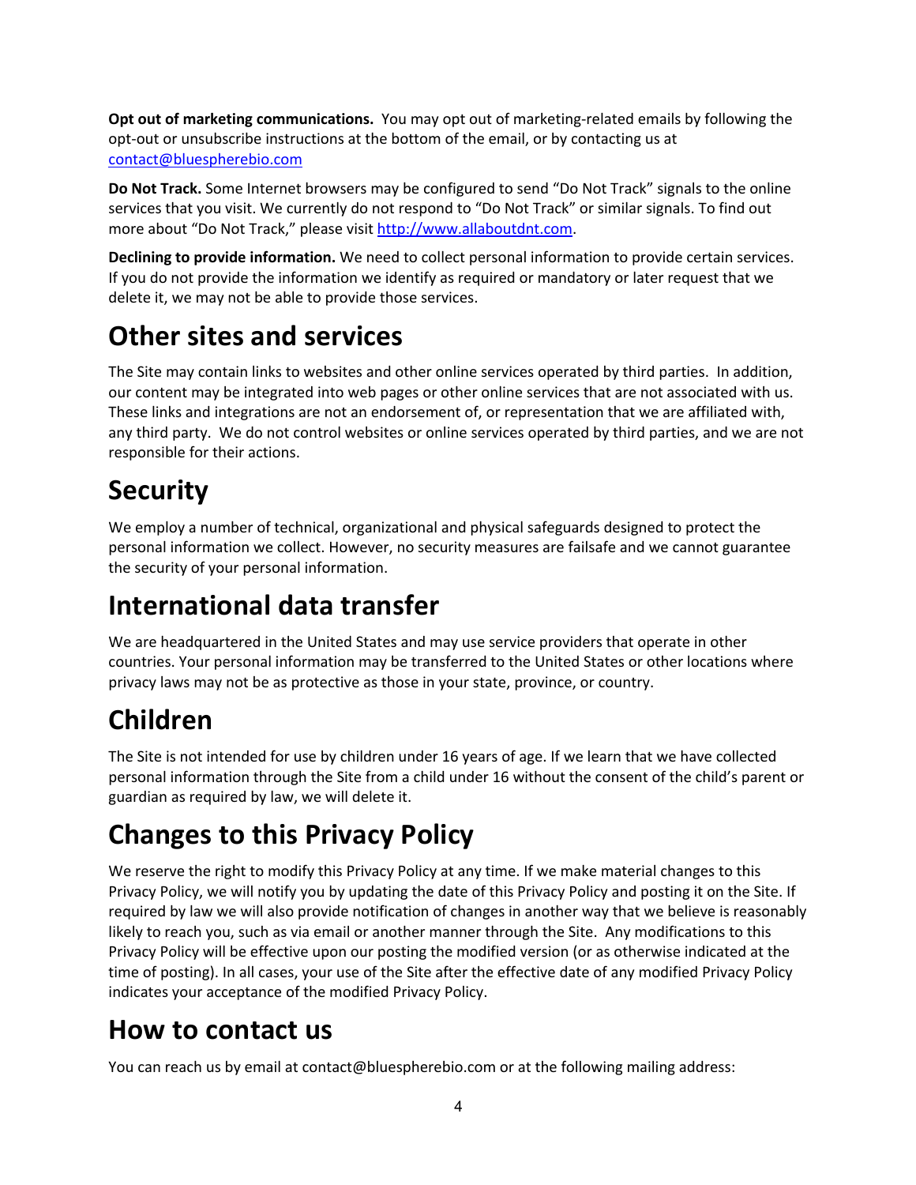**Opt out of marketing communications.** You may opt out of marketing-related emails by following the opt-out or unsubscribe instructions at the bottom of the email, or by contacting us at [contact@bluespherebio.com](mailto:contact@bluespherebio.com)

**Do Not Track.** Some Internet browsers may be configured to send "Do Not Track" signals to the online services that you visit. We currently do not respond to "Do Not Track" or similar signals. To find out more about "Do Not Track," please visit [http://www.allaboutdnt.com](http://www.allaboutdnt.com).

**Declining to provide information.** We need to collect personal information to provide certain services. If you do not provide the information we identify as required or mandatory or later request that we delete it, we may not be able to provide those services.

# Other sites and services

The Site may contain links to websites and other online services operated by third parties. In addition, our content may be integrated into web pages or other online services that are not associated with us. These links and integrations are not an endorsement of, or representation that we are affiliated with, any third party. We do not control websites or online services operated by third parties, and we are not responsible for their actions.

# Security

We employ a number of technical, organizational and physical safeguards designed to protect the personal information we collect. However, no security measures are failsafe and we cannot guarantee the security of your personal information.

# International data transfer

We are headquartered in the United States and may use service providers that operate in other countries. Your personal information may be transferred to the United States or other locations where privacy laws may not be as protective as those in your state, province, or country.

# Children

The Site is not intended for use by children under 16 years of age. If we learn that we have collected personal information through the Site from a child under 16 without the consent of the child's parent or guardian as required by law, we will delete it.

# Changes to this Privacy Policy

We reserve the right to modify this Privacy Policy at any time. If we make material changes to this Privacy Policy, we will notify you by updating the date of this Privacy Policy and posting it on the Site. If required by law we will also provide notification of changes in another way that we believe is reasonably likely to reach you, such as via email or another manner through the Site. Any modifications to this Privacy Policy will be effective upon our posting the modified version (or as otherwise indicated at the time of posting). In all cases, your use of the Site after the effective date of any modified Privacy Policy indicates your acceptance of the modified Privacy Policy.

# How to contact us

You can reach us by email at contact@bluespherebio.com or at the following mailing address: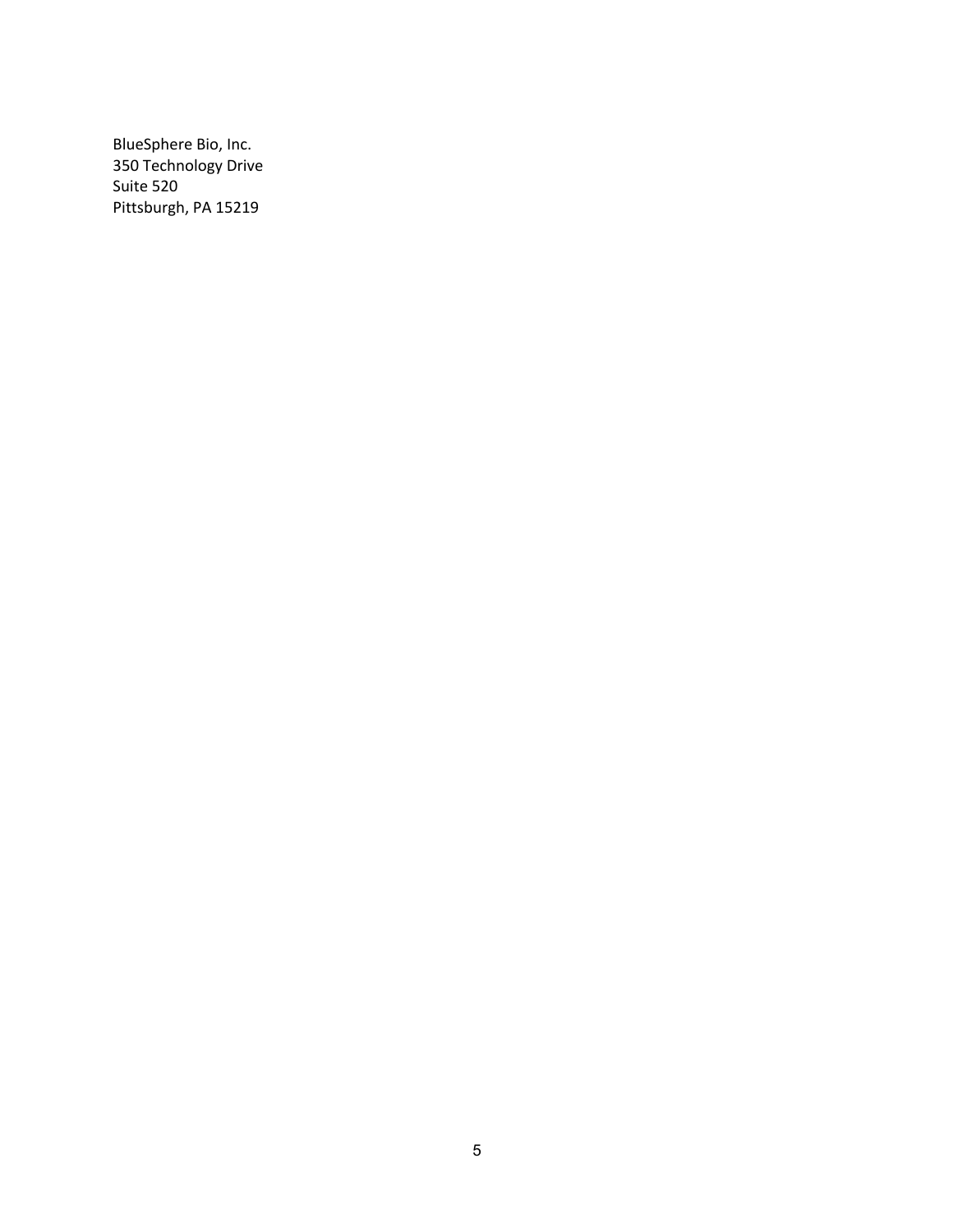BlueSphere Bio, Inc.
350 Technology Drive
Suite 520
Pittsburgh, PA 15219